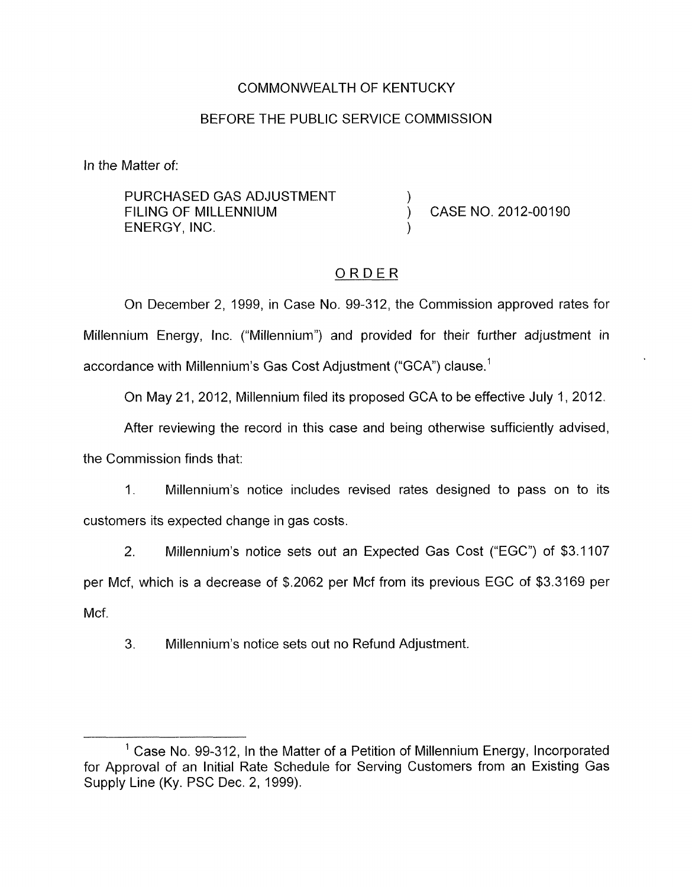COMMONWEALTH OF KENTUCKY

BEFORE THE PUBLIC SERVICE COMMISSION

In the Matter of:

| | | |
|---|---|---|
| PURCHASED GAS ADJUSTMENT FILING OF MILLENNIUM ENERGY, INC. | ) ) ) | CASE NO. 2012-00190 |

ORDER

On December 2, 1999, in Case No. 99-312, the Commission approved rates for Millennium Energy, Inc. ("Millennium") and provided for their further adjustment in accordance with Millennium's Gas Cost Adjustment ("GCA") clause.[1]

On May 21, 2012, Millennium filed its proposed GCA to be effective July 1, 2012.

After reviewing the record in this case and being otherwise sufficiently advised, the Commission finds that:

1. Millennium's notice includes revised rates designed to pass on to its customers its expected change in gas costs.

2. Millennium's notice sets out an Expected Gas Cost ("EGC") of $3.1107 per Mcf, which is a decrease of $.2062 per Mcf from its previous EGC of $3.3169 per Mcf.

3. Millennium's notice sets out no Refund Adjustment.

---

[1] Case No. 99-312, In the Matter of a Petition of Millennium Energy, Incorporated for Approval of an Initial Rate Schedule for Serving Customers from an Existing Gas Supply Line (Ky. PSC Dec. 2, 1999).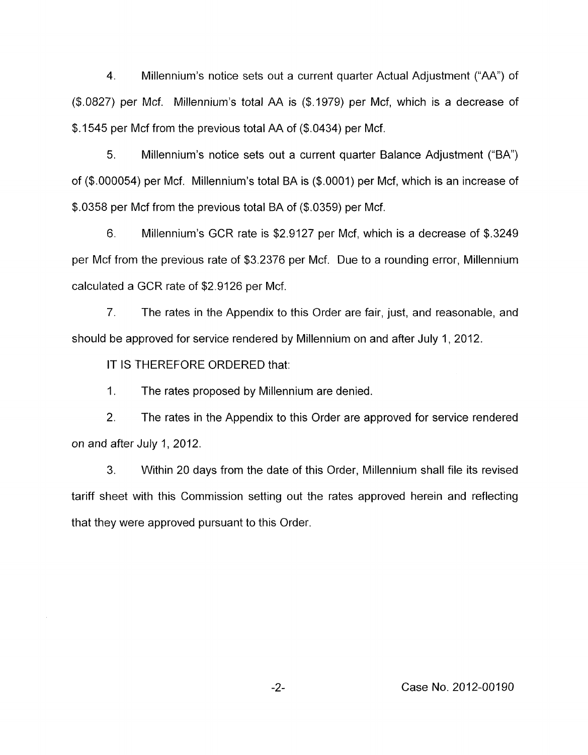4. Millennium's notice sets out a current quarter Actual Adjustment ("AA") of ($.0827) per Mcf. Millennium's total AA is ($.1979) per Mcf, which is a decrease of $.1545 per Mcf from the previous total AA of ($.0434) per Mcf.

5. Millennium's notice sets out a current quarter Balance Adjustment ("BA") of ($.000054) per Mcf. Millennium's total BA is ($.0001) per Mcf, which is an increase of $.0358 per Mcf from the previous total BA of ($.0359) per Mcf.

6. Millennium's GCR rate is $2.9127 per Mcf, which is a decrease of $.3249 per Mcf from the previous rate of $3.2376 per Mcf. Due to a rounding error, Millennium calculated a GCR rate of $2.9126 per Mcf.

7. The rates in the Appendix to this Order are fair, just, and reasonable, and should be approved for service rendered by Millennium on and after July 1, 2012.

IT IS THEREFORE ORDERED that:

1. The rates proposed by Millennium are denied.

2. The rates in the Appendix to this Order are approved for service rendered on and after July 1, 2012.

3. Within 20 days from the date of this Order, Millennium shall file its revised tariff sheet with this Commission setting out the rates approved herein and reflecting that they were approved pursuant to this Order.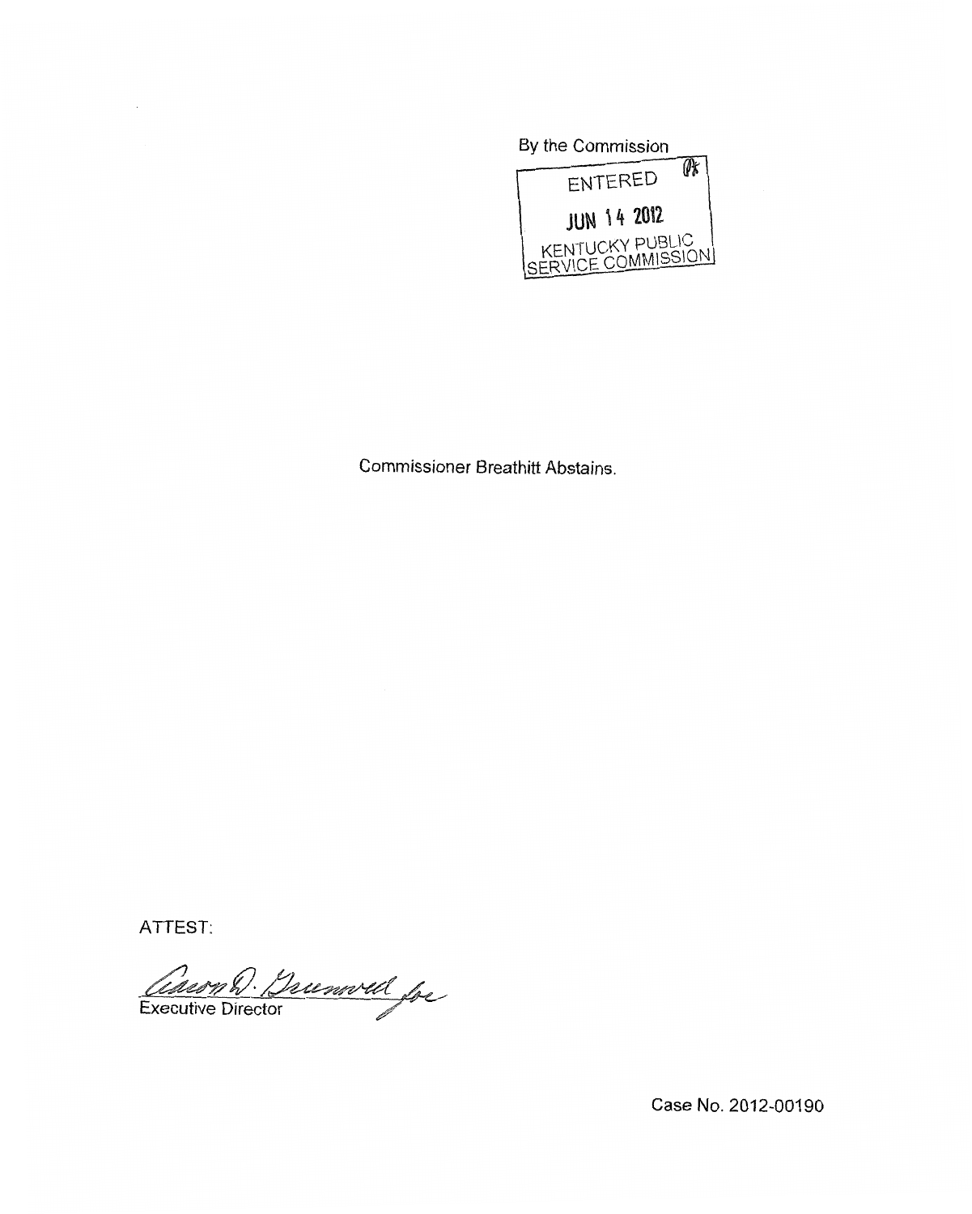By the Commission

ENTERED

JUN 14 2012

KENTUCKY PUBLIC SERVICE COMMISSION

Commissioner Breathitt Abstains.

ATTEST:

Aaron D. Greenwell for

Executive Director

Case No. 2012-00190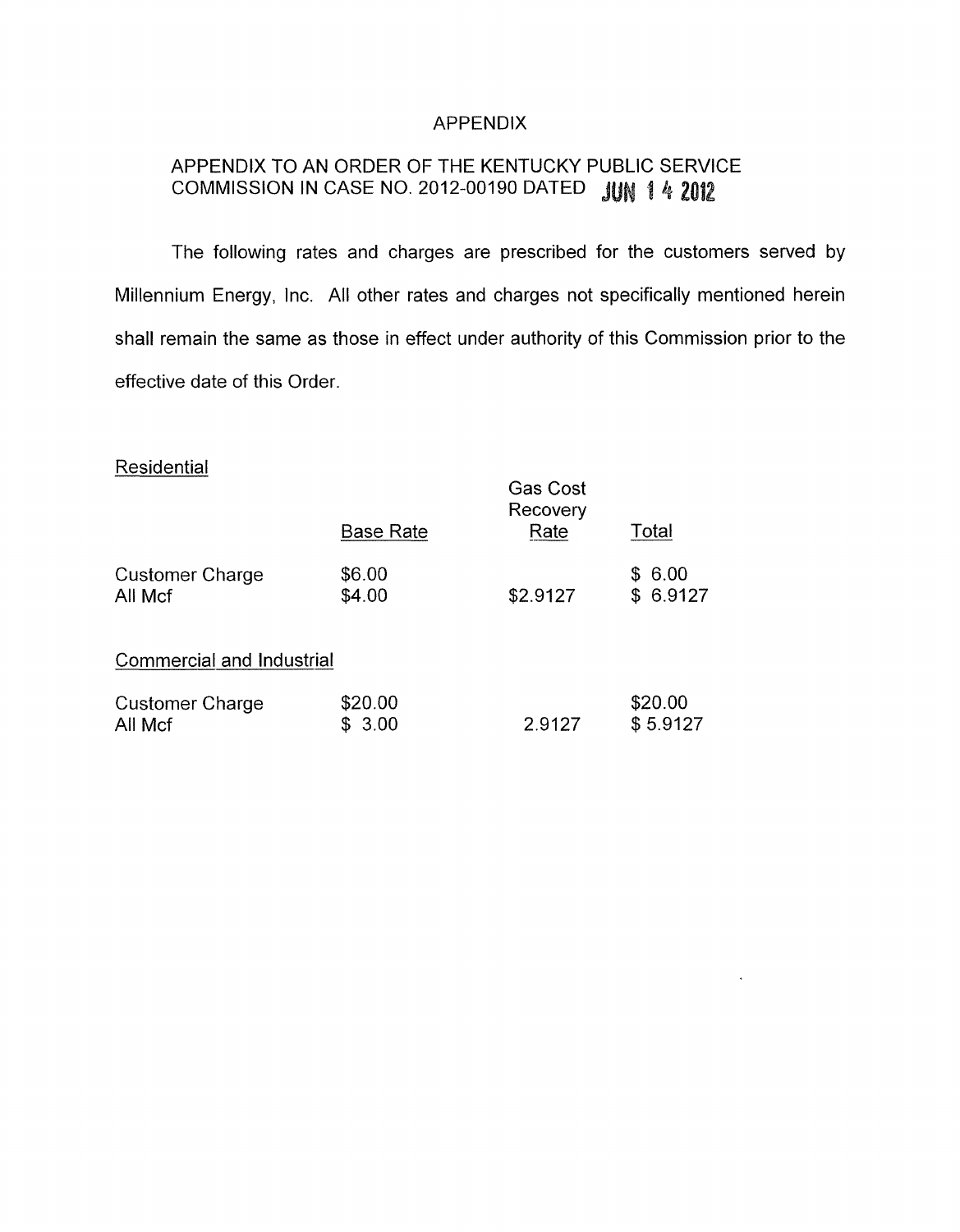# APPENDIX

## APPENDIX TO AN ORDER OF THE KENTUCKY PUBLIC SERVICE COMMISSION IN CASE NO. 2012-00190 DATED JUN 14 2012

The following rates and charges are prescribed for the customers served by Millennium Energy, Inc. All other rates and charges not specifically mentioned herein shall remain the same as those in effect under authority of this Commission prior to the effective date of this Order.

Residential

| | Base Rate | Gas Cost Recovery Rate | Total |
|---|---|---|---|
| Customer Charge | $6.00 | | $ 6.00 |
| All Mcf | $4.00 | $2.9127 | $ 6.9127 |

Commercial and Industrial

| | Base Rate | Gas Cost Recovery Rate | Total |
|---|---|---|---|
| Customer Charge | $20.00 | | $20.00 |
| All Mcf | $ 3.00 | 2.9127 | $ 5.9127 |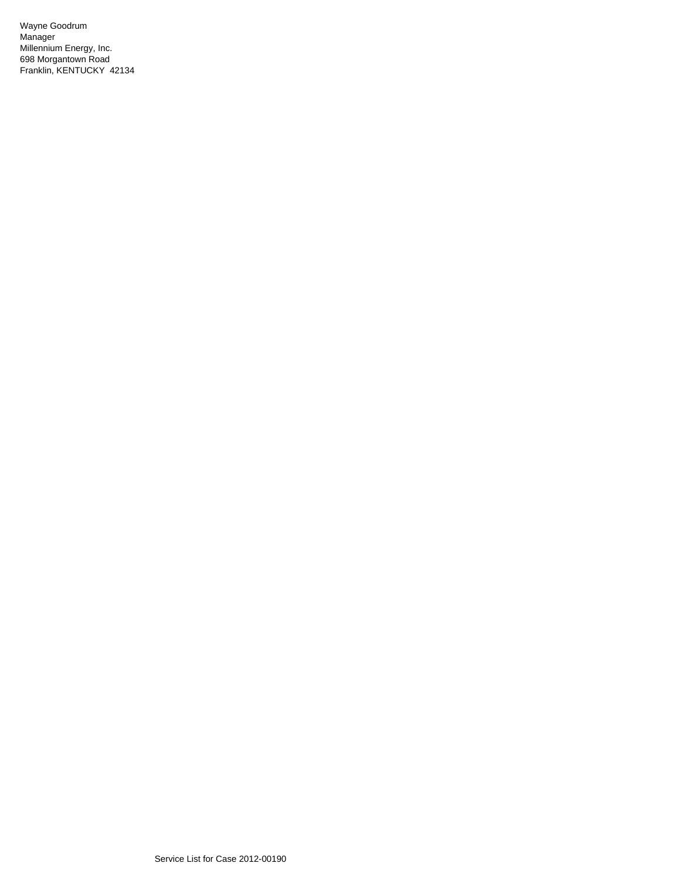Wayne Goodrum
Manager
Millennium Energy, Inc.
698 Morgantown Road
Franklin, KENTUCKY  42134